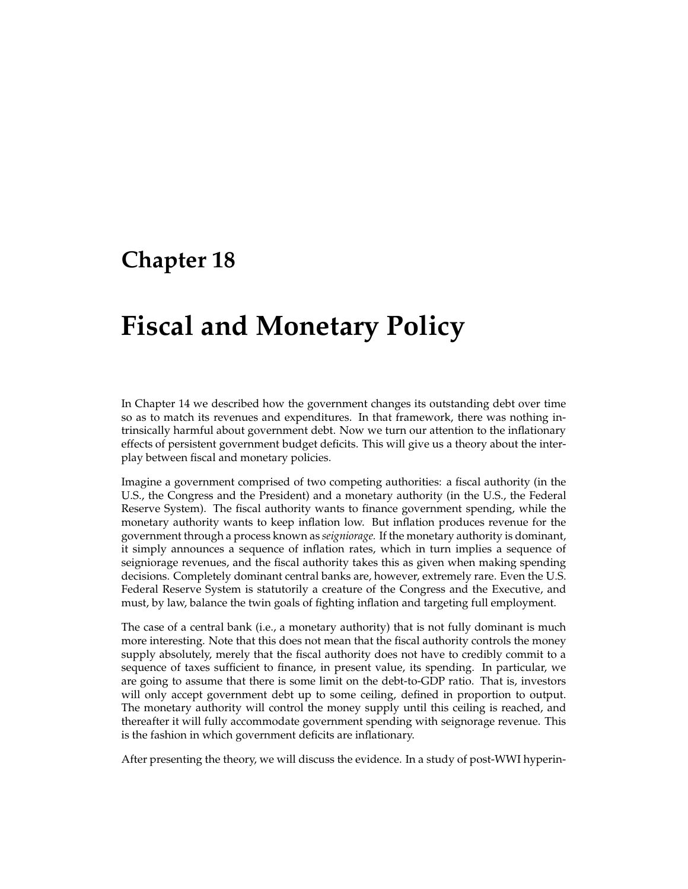# Chapter 18

# Fiscal and Monetary Policy

In Chapter 14 we described how the government changes its outstanding debt over time so as to match its revenues and expenditures. In that framework, there was nothing intrinsically harmful about government debt. Now we turn our attention to the inflationary effects of persistent government budget deficits. This will give us a theory about the interplay between fiscal and monetary policies.

Imagine a government comprised of two competing authorities: a fiscal authority (in the U.S., the Congress and the President) and a monetary authority (in the U.S., the Federal Reserve System). The fiscal authority wants to finance government spending, while the monetary authority wants to keep inflation low. But inflation produces revenue for the government through a process known as *seigniorage.* If the monetary authority is dominant, it simply announces a sequence of inflation rates, which in turn implies a sequence of seigniorage revenues, and the fiscal authority takes this as given when making spending decisions. Completely dominant central banks are, however, extremely rare. Even the U.S. Federal Reserve System is statutorily a creature of the Congress and the Executive, and must, by law, balance the twin goals of fighting inflation and targeting full employment.

The case of a central bank (i.e., a monetary authority) that is not fully dominant is much more interesting. Note that this does not mean that the fiscal authority controls the money supply absolutely, merely that the fiscal authority does not have to credibly commit to a sequence of taxes sufficient to finance, in present value, its spending. In particular, we are going to assume that there is some limit on the debt-to-GDP ratio. That is, investors will only accept government debt up to some ceiling, defined in proportion to output. The monetary authority will control the money supply until this ceiling is reached, and thereafter it will fully accommodate government spending with seignorage revenue. This is the fashion in which government deficits are inflationary.

After presenting the theory, we will discuss the evidence. In a study of post-WWI hyperin-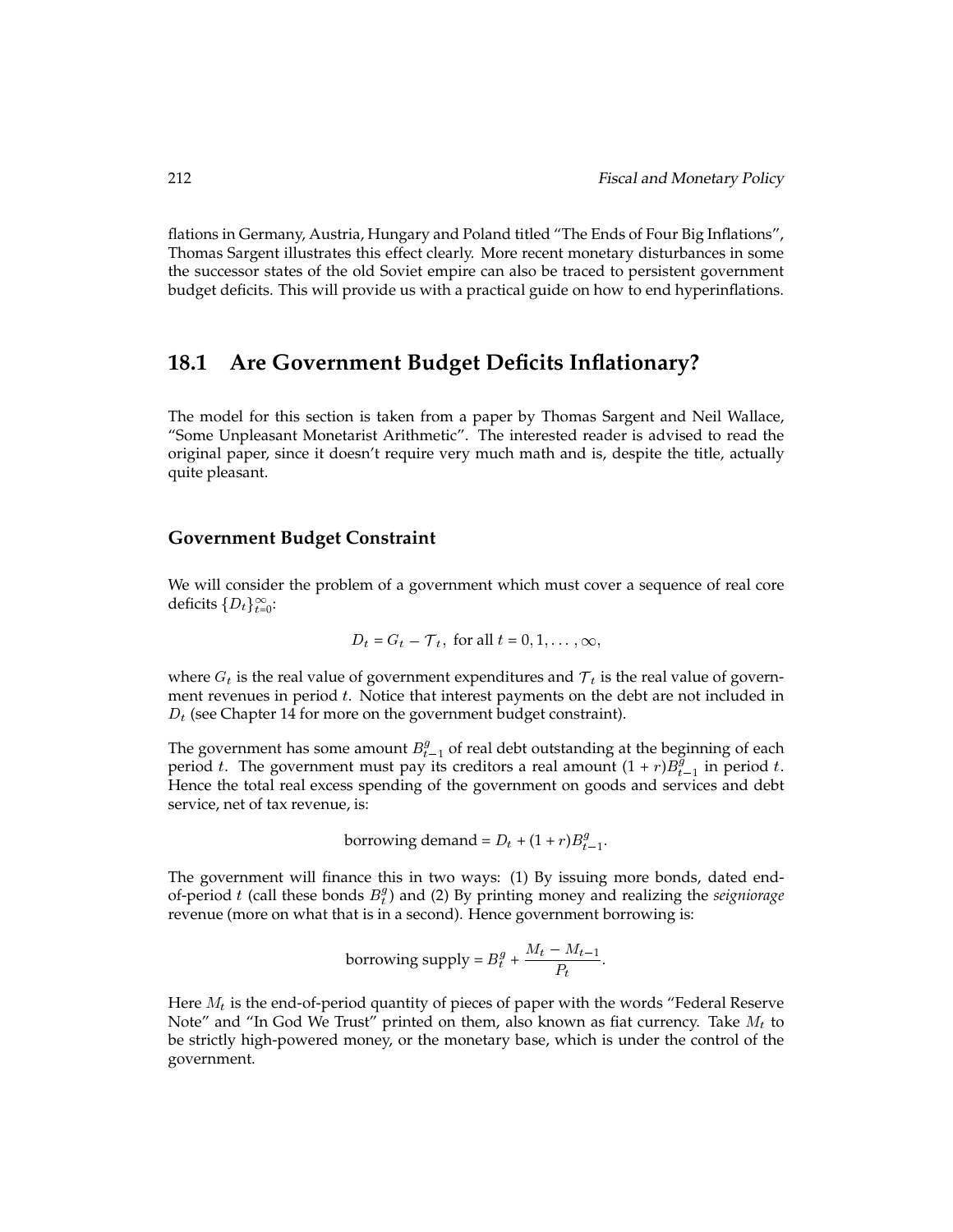flations in Germany, Austria, Hungary and Poland titled "The Ends of Four Big Inflations", Thomas Sargent illustrates this effect clearly. More recent monetary disturbances in some the successor states of the old Soviet empire can also be traced to persistent government budget deficits. This will provide us with a practical guide on how to end hyperinflations.

## 18.1 Are Government Budget Deficits Inflationary?

The model for this section is taken from a paper by Thomas Sargent and Neil Wallace, "Some Unpleasant Monetarist Arithmetic". The interested reader is advised to read the original paper, since it doesn't require very much math and is, despite the title, actually quite pleasant.

### Government Budget Constraint

We will consider the problem of a government which must cover a sequence of real core deficits $\{D_t\}_{t=0}^{\infty}$:

$$D_t = G_t - \mathcal{T}_t, \text{ for all } t = 0, 1, \ldots, \infty,$$

where $G_t$ is the real value of government expenditures and $\mathcal{T}_t$ is the real value of government revenues in period $t$. Notice that interest payments on the debt are not included in $D_t$ (see Chapter 14 for more on the government budget constraint).

The government has some amount $B_{t-1}^g$ of real debt outstanding at the beginning of each period $t$. The government must pay its creditors a real amount $(1 + r)B_{t-1}^g$ in period $t$. Hence the total real excess spending of the government on goods and services and debt service, net of tax revenue, is:

$$\text{borrowing demand} = D_t + (1 + r)B_{t-1}^g.$$

The government will finance this in two ways: (1) By issuing more bonds, dated end-of-period $t$ (call these bonds $B_t^g$) and (2) By printing money and realizing the *seigniorage* revenue (more on what that is in a second). Hence government borrowing is:

$$\text{borrowing supply} = B_t^g + \frac{M_t - M_{t-1}}{P_t}.$$

Here $M_t$ is the end-of-period quantity of pieces of paper with the words "Federal Reserve Note" and "In God We Trust" printed on them, also known as fiat currency. Take $M_t$ to be strictly high-powered money, or the monetary base, which is under the control of the government.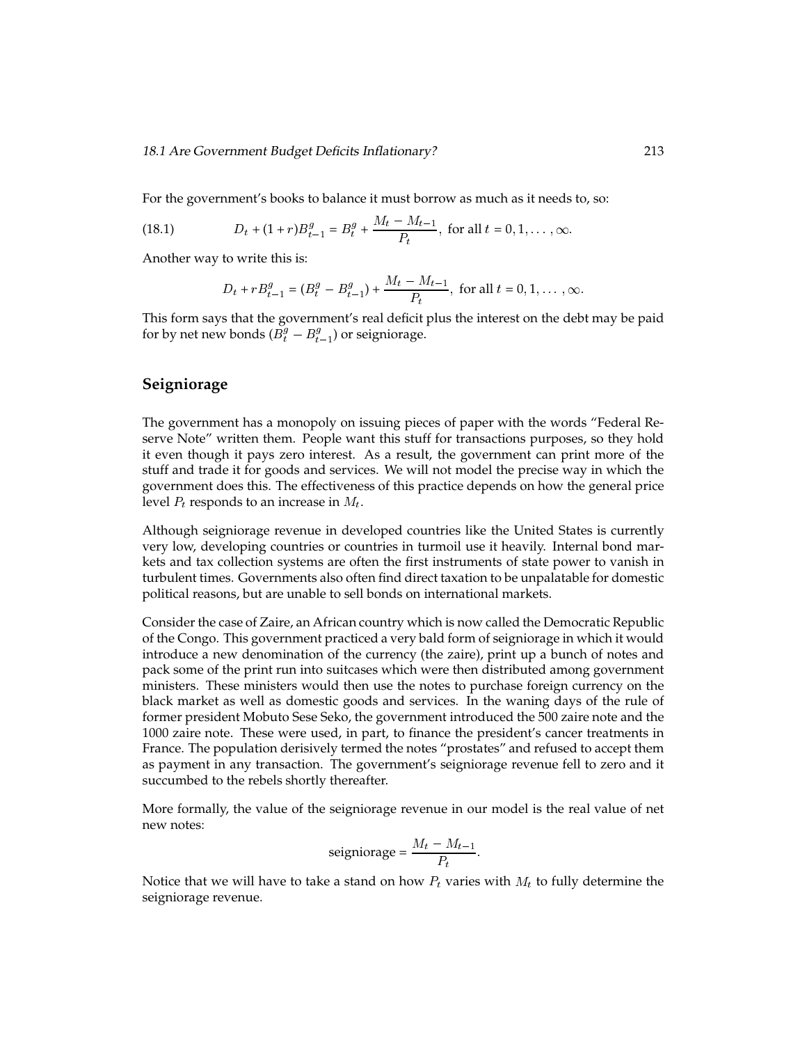For the government's books to balance it must borrow as much as it needs to, so:

$$D_t + (1+r)B^g_{t-1} = B^g_t + \frac{M_t - M_{t-1}}{P_t}, \text{ for all } t = 0, 1, \ldots, \infty. \tag{18.1}$$

Another way to write this is:

$$D_t + rB^g_{t-1} = (B^g_t - B^g_{t-1}) + \frac{M_t - M_{t-1}}{P_t}, \text{ for all } t = 0, 1, \ldots, \infty.$$

This form says that the government's real deficit plus the interest on the debt may be paid for by net new bonds ($B^g_t - B^g_{t-1}$) or seigniorage.

## Seigniorage

The government has a monopoly on issuing pieces of paper with the words "Federal Reserve Note" written them. People want this stuff for transactions purposes, so they hold it even though it pays zero interest. As a result, the government can print more of the stuff and trade it for goods and services. We will not model the precise way in which the government does this. The effectiveness of this practice depends on how the general price level $P_t$ responds to an increase in $M_t$.

Although seigniorage revenue in developed countries like the United States is currently very low, developing countries or countries in turmoil use it heavily. Internal bond markets and tax collection systems are often the first instruments of state power to vanish in turbulent times. Governments also often find direct taxation to be unpalatable for domestic political reasons, but are unable to sell bonds on international markets.

Consider the case of Zaire, an African country which is now called the Democratic Republic of the Congo. This government practiced a very bald form of seigniorage in which it would introduce a new denomination of the currency (the zaire), print up a bunch of notes and pack some of the print run into suitcases which were then distributed among government ministers. These ministers would then use the notes to purchase foreign currency on the black market as well as domestic goods and services. In the waning days of the rule of former president Mobuto Sese Seko, the government introduced the 500 zaire note and the 1000 zaire note. These were used, in part, to finance the president's cancer treatments in France. The population derisively termed the notes "prostates" and refused to accept them as payment in any transaction. The government's seigniorage revenue fell to zero and it succumbed to the rebels shortly thereafter.

More formally, the value of the seigniorage revenue in our model is the real value of net new notes:

$$\text{seigniorage} = \frac{M_t - M_{t-1}}{P_t}.$$

Notice that we will have to take a stand on how $P_t$ varies with $M_t$ to fully determine the seigniorage revenue.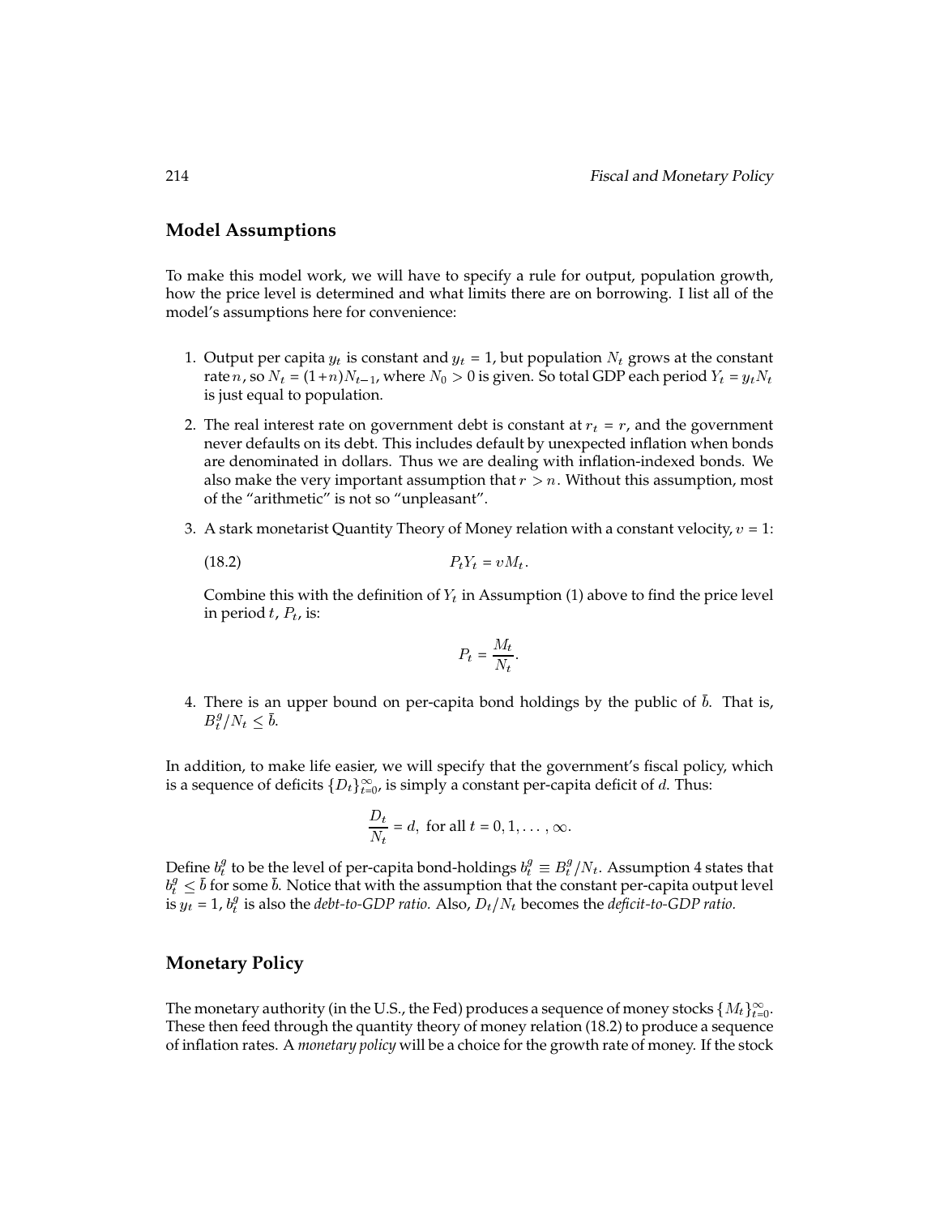## Model Assumptions

To make this model work, we will have to specify a rule for output, population growth, how the price level is determined and what limits there are on borrowing. I list all of the model's assumptions here for convenience:

1. Output per capita $y_t$ is constant and $y_t = 1$, but population $N_t$ grows at the constant rate $n$, so $N_t = (1+n)N_{t-1}$, where $N_0 > 0$ is given. So total GDP each period $Y_t = y_t N_t$ is just equal to population.

2. The real interest rate on government debt is constant at $r_t = r$, and the government never defaults on its debt. This includes default by unexpected inflation when bonds are denominated in dollars. Thus we are dealing with inflation-indexed bonds. We also make the very important assumption that $r > n$. Without this assumption, most of the "arithmetic" is not so "unpleasant".

3. A stark monetarist Quantity Theory of Money relation with a constant velocity, $v = 1$:

   $$P_t Y_t = v M_t. \tag{18.2}$$

   Combine this with the definition of $Y_t$ in Assumption (1) above to find the price level in period $t$, $P_t$, is:

   $$P_t = \frac{M_t}{N_t}.$$

4. There is an upper bound on per-capita bond holdings by the public of $\bar{b}$. That is, $B_t^g / N_t \leq \bar{b}$.

In addition, to make life easier, we will specify that the government's fiscal policy, which is a sequence of deficits $\{D_t\}_{t=0}^{\infty}$, is simply a constant per-capita deficit of $d$. Thus:

$$\frac{D_t}{N_t} = d, \text{ for all } t = 0, 1, \ldots, \infty.$$

Define $b_t^g$ to be the level of per-capita bond-holdings $b_t^g \equiv B_t^g / N_t$. Assumption 4 states that $b_t^g \leq \bar{b}$ for some $\bar{b}$. Notice that with the assumption that the constant per-capita output level is $y_t = 1$, $b_t^g$ is also the *debt-to-GDP ratio.* Also, $D_t / N_t$ becomes the *deficit-to-GDP ratio.*

## Monetary Policy

The monetary authority (in the U.S., the Fed) produces a sequence of money stocks $\{M_t\}_{t=0}^{\infty}$. These then feed through the quantity theory of money relation (18.2) to produce a sequence of inflation rates. A *monetary policy* will be a choice for the growth rate of money. If the stock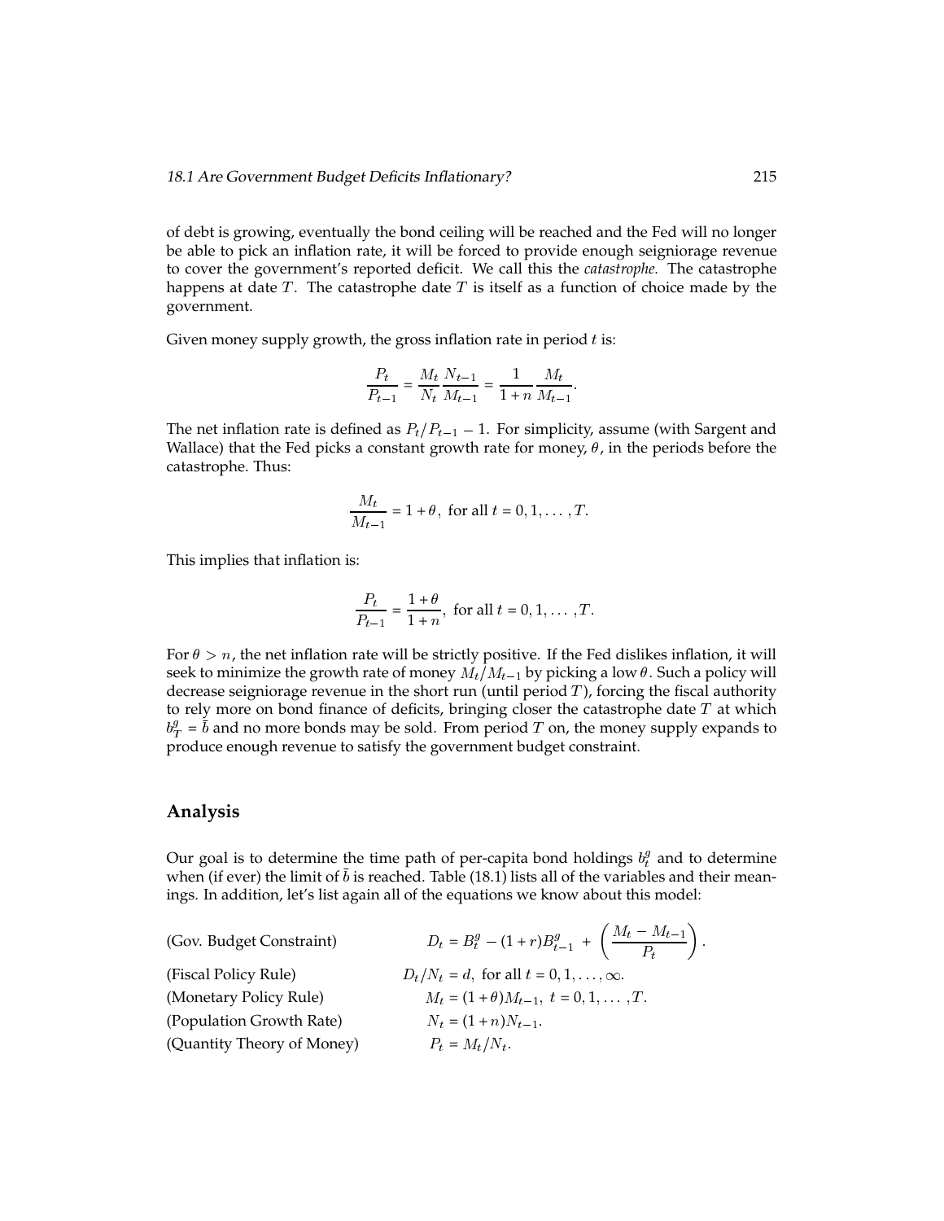of debt is growing, eventually the bond ceiling will be reached and the Fed will no longer be able to pick an inflation rate, it will be forced to provide enough seigniorage revenue to cover the government's reported deficit. We call this the *catastrophe.* The catastrophe happens at date $T$. The catastrophe date $T$ is itself as a function of choice made by the government.

Given money supply growth, the gross inflation rate in period $t$ is:

$$\frac{P_t}{P_{t-1}} = \frac{M_t}{N_t}\frac{N_{t-1}}{M_{t-1}} = \frac{1}{1+n}\frac{M_t}{M_{t-1}}.$$

The net inflation rate is defined as $P_t/P_{t-1} - 1$. For simplicity, assume (with Sargent and Wallace) that the Fed picks a constant growth rate for money, $\theta$, in the periods before the catastrophe. Thus:

$$\frac{M_t}{M_{t-1}} = 1 + \theta, \text{ for all } t = 0, 1, \dots, T.$$

This implies that inflation is:

$$\frac{P_t}{P_{t-1}} = \frac{1+\theta}{1+n}, \text{ for all } t = 0, 1, \dots, T.$$

For $\theta > n$, the net inflation rate will be strictly positive. If the Fed dislikes inflation, it will seek to minimize the growth rate of money $M_t/M_{t-1}$ by picking a low $\theta$. Such a policy will decrease seigniorage revenue in the short run (until period $T$), forcing the fiscal authority to rely more on bond finance of deficits, bringing closer the catastrophe date $T$ at which $b^g_T = \bar{b}$ and no more bonds may be sold. From period $T$ on, the money supply expands to produce enough revenue to satisfy the government budget constraint.

## Analysis

Our goal is to determine the time path of per-capita bond holdings $b^g_t$ and to determine when (if ever) the limit of $\bar{b}$ is reached. Table (18.1) lists all of the variables and their meanings. In addition, let's list again all of the equations we know about this model:

(Gov. Budget Constraint)
$$D_t = B^g_t - (1+r)B^g_{t-1} + \left(\frac{M_t - M_{t-1}}{P_t}\right).$$

(Fiscal Policy Rule)
$$D_t/N_t = d, \text{ for all } t = 0, 1, \dots, \infty.$$

(Monetary Policy Rule)
$$M_t = (1+\theta)M_{t-1}, \ t = 0, 1, \dots, T.$$

(Population Growth Rate)
$$N_t = (1+n)N_{t-1}.$$

(Quantity Theory of Money)
$$P_t = M_t/N_t.$$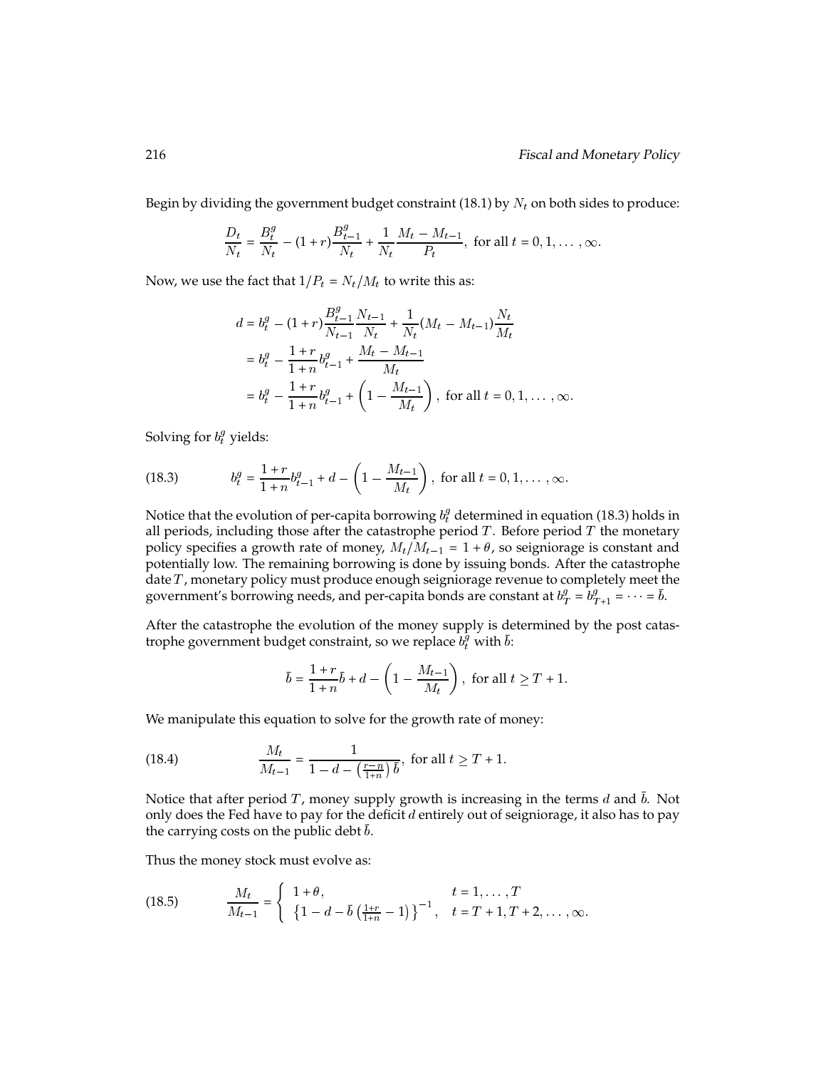Begin by dividing the government budget constraint (18.1) by $N_t$ on both sides to produce:

$$\frac{D_t}{N_t} = \frac{B_t^g}{N_t} - (1+r)\frac{B_{t-1}^g}{N_t} + \frac{1}{N_t}\frac{M_t - M_{t-1}}{P_t}, \text{ for all } t = 0, 1, \ldots, \infty.$$

Now, we use the fact that $1/P_t = N_t/M_t$ to write this as:

$$\begin{aligned}
d &= b_t^g - (1+r)\frac{B_{t-1}^g}{N_{t-1}}\frac{N_{t-1}}{N_t} + \frac{1}{N_t}(M_t - M_{t-1})\frac{N_t}{M_t} \\
&= b_t^g - \frac{1+r}{1+n}b_{t-1}^g + \frac{M_t - M_{t-1}}{M_t} \\
&= b_t^g - \frac{1+r}{1+n}b_{t-1}^g + \left(1 - \frac{M_{t-1}}{M_t}\right), \text{ for all } t = 0, 1, \ldots, \infty.
\end{aligned}$$

Solving for $b_t^g$ yields:

$$b_t^g = \frac{1+r}{1+n}b_{t-1}^g + d - \left(1 - \frac{M_{t-1}}{M_t}\right), \text{ for all } t = 0, 1, \ldots, \infty. \tag{18.3}$$

Notice that the evolution of per-capita borrowing $b_t^g$ determined in equation (18.3) holds in all periods, including those after the catastrophe period $T$. Before period $T$ the monetary policy specifies a growth rate of money, $M_t/M_{t-1} = 1 + \theta$, so seigniorage is constant and potentially low. The remaining borrowing is done by issuing bonds. After the catastrophe date $T$, monetary policy must produce enough seigniorage revenue to completely meet the government's borrowing needs, and per-capita bonds are constant at $b_T^g = b_{T+1}^g = \cdots = \bar{b}$.

After the catastrophe the evolution of the money supply is determined by the post catastrophe government budget constraint, so we replace $b_t^g$ with $\bar{b}$:

$$\bar{b} = \frac{1+r}{1+n}\bar{b} + d - \left(1 - \frac{M_{t-1}}{M_t}\right), \text{ for all } t \geq T+1.$$

We manipulate this equation to solve for the growth rate of money:

$$\frac{M_t}{M_{t-1}} = \frac{1}{1 - d - \left(\frac{r-n}{1+n}\right)\bar{b}}, \text{ for all } t \geq T+1. \tag{18.4}$$

Notice that after period $T$, money supply growth is increasing in the terms $d$ and $\bar{b}$. Not only does the Fed have to pay for the deficit $d$ entirely out of seigniorage, it also has to pay the carrying costs on the public debt $\bar{b}$.

Thus the money stock must evolve as:

$$\frac{M_t}{M_{t-1}} = \begin{cases} 1 + \theta, & t = 1, \ldots, T \\ \left\{1 - d - \bar{b}\left(\frac{1+r}{1+n} - 1\right)\right\}^{-1}, & t = T+1, T+2, \ldots, \infty. \end{cases} \tag{18.5}$$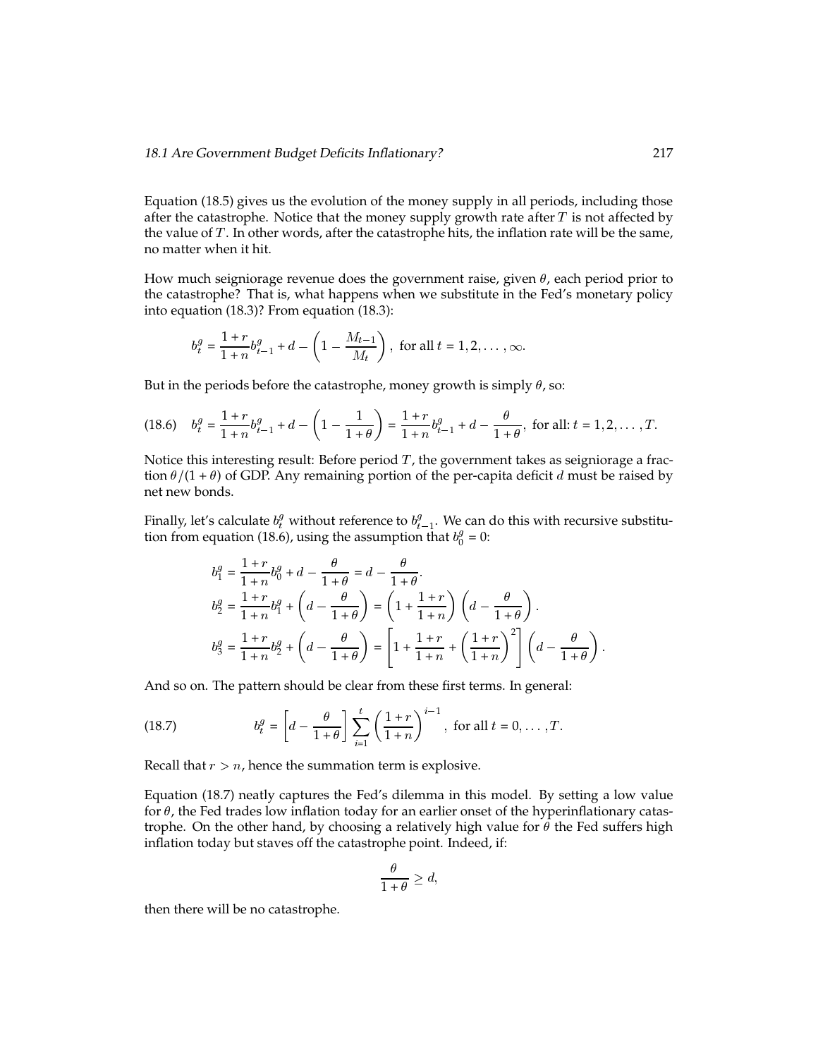Equation (18.5) gives us the evolution of the money supply in all periods, including those after the catastrophe. Notice that the money supply growth rate after $T$ is not affected by the value of $T$. In other words, after the catastrophe hits, the inflation rate will be the same, no matter when it hit.

How much seigniorage revenue does the government raise, given $\theta$, each period prior to the catastrophe? That is, what happens when we substitute in the Fed's monetary policy into equation (18.3)? From equation (18.3):

$$b_t^g = \frac{1+r}{1+n} b_{t-1}^g + d - \left(1 - \frac{M_{t-1}}{M_t}\right), \text{ for all } t = 1, 2, \ldots, \infty.$$

But in the periods before the catastrophe, money growth is simply $\theta$, so:

$$b_t^g = \frac{1+r}{1+n} b_{t-1}^g + d - \left(1 - \frac{1}{1+\theta}\right) = \frac{1+r}{1+n} b_{t-1}^g + d - \frac{\theta}{1+\theta}, \text{ for all: } t = 1, 2, \ldots, T. \quad (18.6)$$

Notice this interesting result: Before period $T$, the government takes as seigniorage a fraction $\theta/(1+\theta)$ of GDP. Any remaining portion of the per-capita deficit $d$ must be raised by net new bonds.

Finally, let's calculate $b_t^g$ without reference to $b_{t-1}^g$. We can do this with recursive substitution from equation (18.6), using the assumption that $b_0^g = 0$:

$$b_1^g = \frac{1+r}{1+n} b_0^g + d - \frac{\theta}{1+\theta} = d - \frac{\theta}{1+\theta}.$$

$$b_2^g = \frac{1+r}{1+n} b_1^g + \left(d - \frac{\theta}{1+\theta}\right) = \left(1 + \frac{1+r}{1+n}\right)\left(d - \frac{\theta}{1+\theta}\right).$$

$$b_3^g = \frac{1+r}{1+n} b_2^g + \left(d - \frac{\theta}{1+\theta}\right) = \left[1 + \frac{1+r}{1+n} + \left(\frac{1+r}{1+n}\right)^2\right]\left(d - \frac{\theta}{1+\theta}\right).$$

And so on. The pattern should be clear from these first terms. In general:

$$b_t^g = \left[d - \frac{\theta}{1+\theta}\right] \sum_{i=1}^{t} \left(\frac{1+r}{1+n}\right)^{i-1}, \text{ for all } t = 0, \ldots, T. \quad (18.7)$$

Recall that $r > n$, hence the summation term is explosive.

Equation (18.7) neatly captures the Fed's dilemma in this model. By setting a low value for $\theta$, the Fed trades low inflation today for an earlier onset of the hyperinflationary catastrophe. On the other hand, by choosing a relatively high value for $\theta$ the Fed suffers high inflation today but staves off the catastrophe point. Indeed, if:

$$\frac{\theta}{1+\theta} \geq d,$$

then there will be no catastrophe.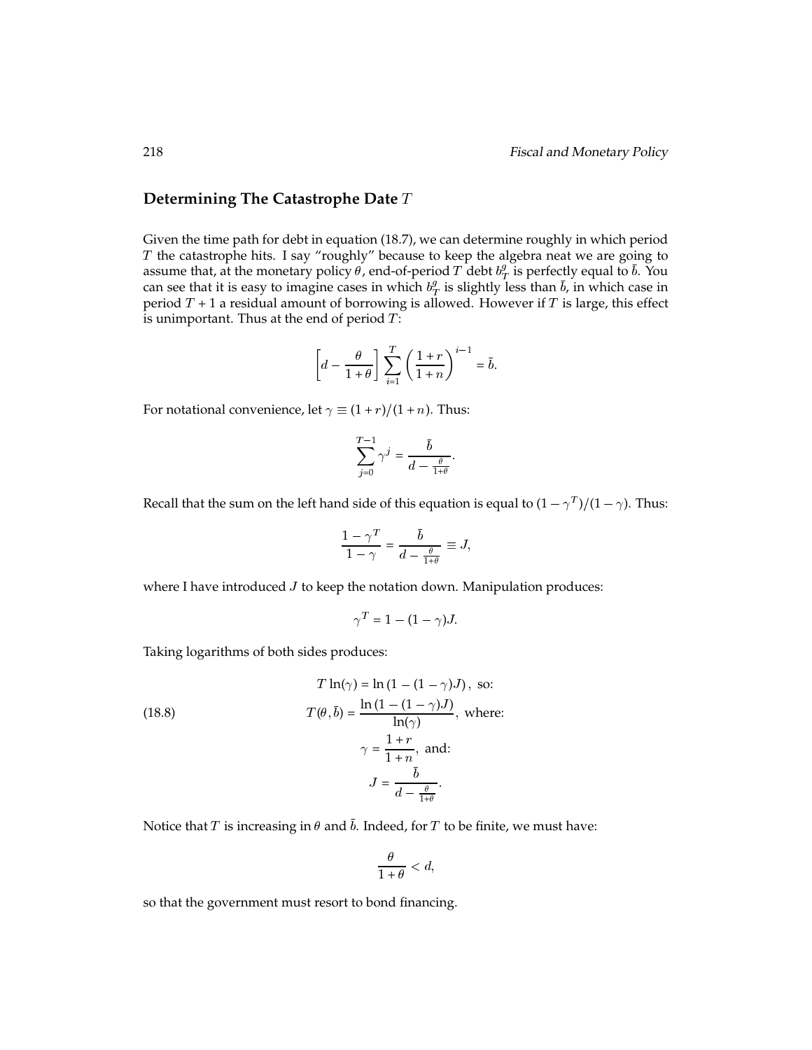## Determining The Catastrophe Date $T$

Given the time path for debt in equation (18.7), we can determine roughly in which period $T$ the catastrophe hits. I say "roughly" because to keep the algebra neat we are going to assume that, at the monetary policy $\theta$, end-of-period $T$ debt $b_T^g$ is perfectly equal to $\bar{b}$. You can see that it is easy to imagine cases in which $b_T^g$ is slightly less than $\bar{b}$, in which case in period $T+1$ a residual amount of borrowing is allowed. However if $T$ is large, this effect is unimportant. Thus at the end of period $T$:

$$\left[d - \frac{\theta}{1+\theta}\right] \sum_{i=1}^{T} \left(\frac{1+r}{1+n}\right)^{i-1} = \bar{b}.$$

For notational convenience, let $\gamma \equiv (1+r)/(1+n)$. Thus:

$$\sum_{j=0}^{T-1} \gamma^j = \frac{\bar{b}}{d - \frac{\theta}{1+\theta}}.$$

Recall that the sum on the left hand side of this equation is equal to $(1-\gamma^T)/(1-\gamma)$. Thus:

$$\frac{1-\gamma^T}{1-\gamma} = \frac{\bar{b}}{d - \frac{\theta}{1+\theta}} \equiv J,$$

where I have introduced $J$ to keep the notation down. Manipulation produces:

$$\gamma^T = 1 - (1-\gamma)J.$$

Taking logarithms of both sides produces:

$$T\ln(\gamma) = \ln\left(1 - (1-\gamma)J\right), \text{ so:}$$

$$T(\theta, \bar{b}) = \frac{\ln\left(1 - (1-\gamma)J\right)}{\ln(\gamma)}, \text{ where:} \tag{18.8}$$

$$\gamma = \frac{1+r}{1+n}, \text{ and:}$$

$$J = \frac{\bar{b}}{d - \frac{\theta}{1+\theta}}.$$

Notice that $T$ is increasing in $\theta$ and $\bar{b}$. Indeed, for $T$ to be finite, we must have:

$$\frac{\theta}{1+\theta} < d,$$

so that the government must resort to bond financing.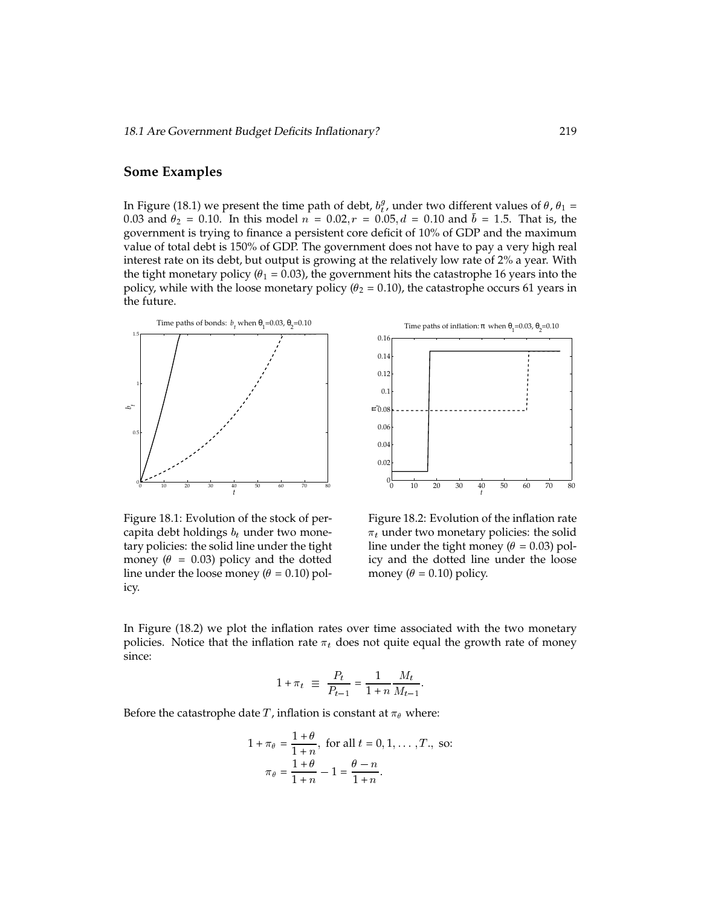## Some Examples

In Figure (18.1) we present the time path of debt, $b_t^g$, under two different values of $\theta$, $\theta_1 = 0.03$ and $\theta_2 = 0.10$. In this model $n = 0.02, r = 0.05, d = 0.10$ and $\bar{b} = 1.5$. That is, the government is trying to finance a persistent core deficit of 10% of GDP and the maximum value of total debt is 150% of GDP. The government does not have to pay a very high real interest rate on its debt, but output is growing at the relatively low rate of 2% a year. With the tight monetary policy ($\theta_1 = 0.03$), the government hits the catastrophe 16 years into the policy, while with the loose monetary policy ($\theta_2 = 0.10$), the catastrophe occurs 61 years in the future.

Figure 18.1: Evolution of the stock of per-capita debt holdings $b_t$ under two monetary policies: the solid line under the tight money ($\theta = 0.03$) policy and the dotted line under the loose money ($\theta = 0.10$) policy.

Figure 18.2: Evolution of the inflation rate $\pi_t$ under two monetary policies: the solid line under the tight money ($\theta = 0.03$) policy and the dotted line under the loose money ($\theta = 0.10$) policy.

In Figure (18.2) we plot the inflation rates over time associated with the two monetary policies. Notice that the inflation rate $\pi_t$ does not quite equal the growth rate of money since:

$$1 + \pi_t \equiv \frac{P_t}{P_{t-1}} = \frac{1}{1+n}\frac{M_t}{M_{t-1}}.$$

Before the catastrophe date $T$, inflation is constant at $\pi_\theta$ where:

$$1 + \pi_\theta = \frac{1+\theta}{1+n}, \text{ for all } t = 0, 1, \dots, T., \text{ so:}$$

$$\pi_\theta = \frac{1+\theta}{1+n} - 1 = \frac{\theta - n}{1+n}.$$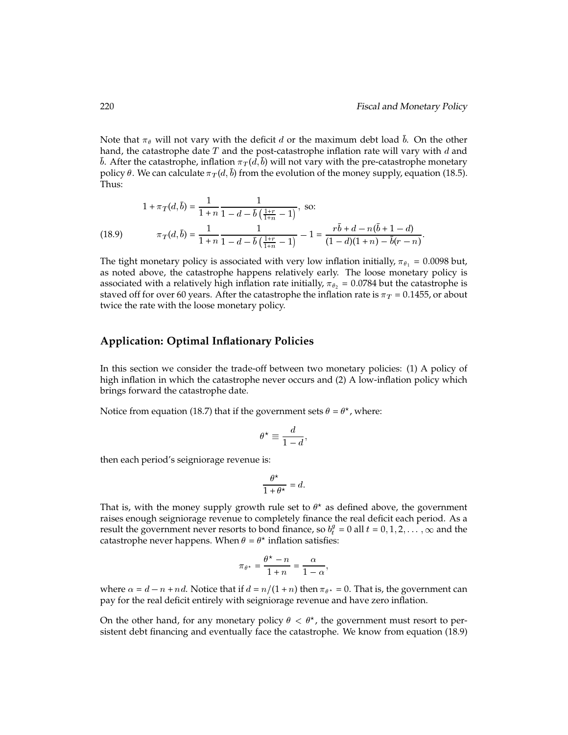Note that $\pi_\theta$ will not vary with the deficit $d$ or the maximum debt load $\bar{b}$. On the other hand, the catastrophe date $T$ and the post-catastrophe inflation rate will vary with $d$ and $\bar{b}$. After the catastrophe, inflation $\pi_T(d, \bar{b})$ will not vary with the pre-catastrophe monetary policy $\theta$. We can calculate $\pi_T(d, \bar{b})$ from the evolution of the money supply, equation (18.5). Thus:

$$1 + \pi_T(d, \bar{b}) = \frac{1}{1+n} \frac{1}{1 - d - \bar{b}\left(\frac{1+r}{1+n} - 1\right)}, \text{ so:}$$

$$\pi_T(d, \bar{b}) = \frac{1}{1+n} \frac{1}{1 - d - \bar{b}\left(\frac{1+r}{1+n} - 1\right)} - 1 = \frac{r\bar{b} + d - n(\bar{b} + 1 - d)}{(1-d)(1+n) - \bar{b}(r-n)}. \tag{18.9}$$

The tight monetary policy is associated with very low inflation initially, $\pi_{\theta_1} = 0.0098$ but, as noted above, the catastrophe happens relatively early. The loose monetary policy is associated with a relatively high inflation rate initially, $\pi_{\theta_2} = 0.0784$ but the catastrophe is staved off for over 60 years. After the catastrophe the inflation rate is $\pi_T = 0.1455$, or about twice the rate with the loose monetary policy.

## Application: Optimal Inflationary Policies

In this section we consider the trade-off between two monetary policies: (1) A policy of high inflation in which the catastrophe never occurs and (2) A low-inflation policy which brings forward the catastrophe date.

Notice from equation (18.7) that if the government sets $\theta = \theta^\star$, where:

$$\theta^\star \equiv \frac{d}{1-d},$$

then each period's seigniorage revenue is:

$$\frac{\theta^\star}{1 + \theta^\star} = d.$$

That is, with the money supply growth rule set to $\theta^\star$ as defined above, the government raises enough seigniorage revenue to completely finance the real deficit each period. As a result the government never resorts to bond finance, so $b_t^g = 0$ all $t = 0, 1, 2, \ldots, \infty$ and the catastrophe never happens. When $\theta = \theta^\star$ inflation satisfies:

$$\pi_{\theta^\star} = \frac{\theta^\star - n}{1+n} = \frac{\alpha}{1-\alpha},$$

where $\alpha = d - n + nd$. Notice that if $d = n/(1+n)$ then $\pi_{\theta^\star} = 0$. That is, the government can pay for the real deficit entirely with seigniorage revenue and have zero inflation.

On the other hand, for any monetary policy $\theta < \theta^\star$, the government must resort to persistent debt financing and eventually face the catastrophe. We know from equation (18.9)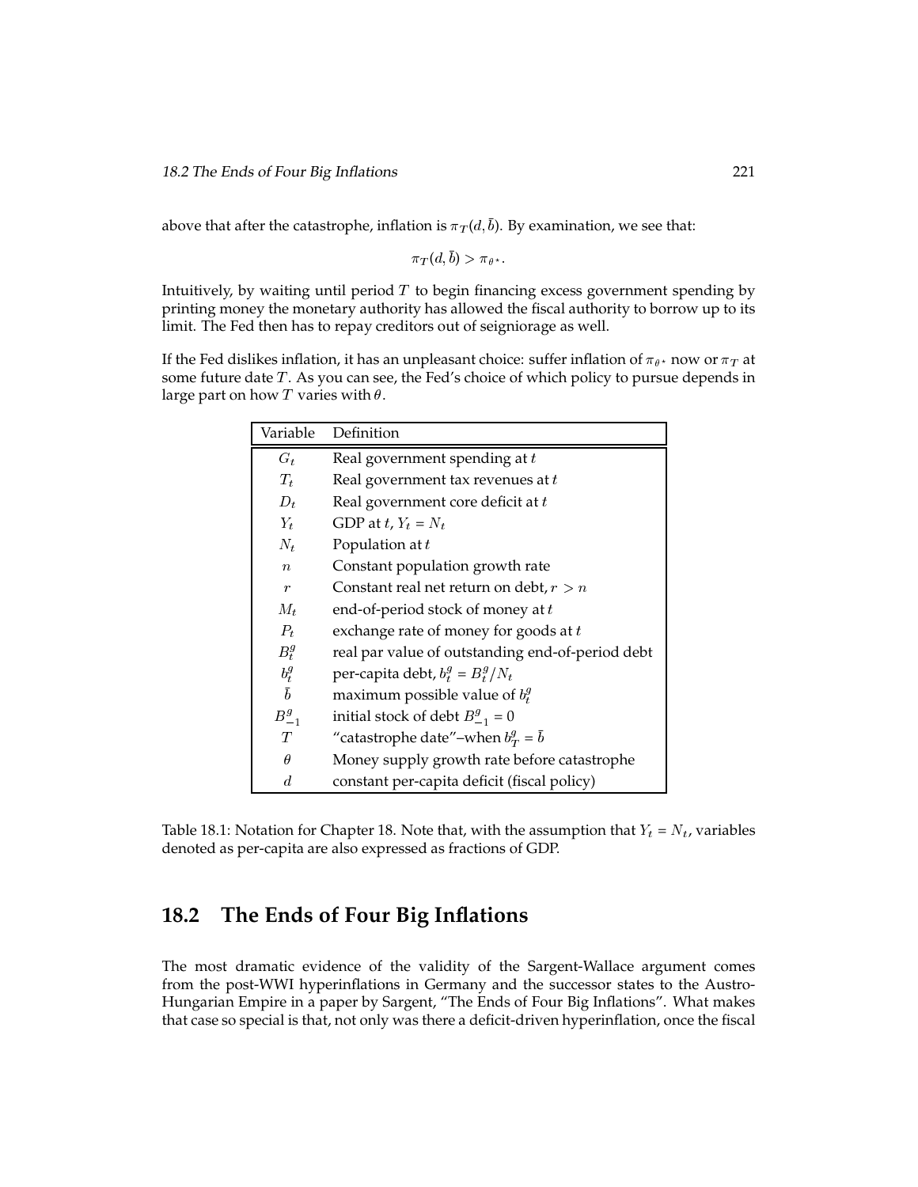above that after the catastrophe, inflation is $\pi_T(d, \bar{b})$. By examination, we see that:

$$\pi_T(d, \bar{b}) > \pi_{\theta^*}.$$

Intuitively, by waiting until period $T$ to begin financing excess government spending by printing money the monetary authority has allowed the fiscal authority to borrow up to its limit. The Fed then has to repay creditors out of seigniorage as well.

If the Fed dislikes inflation, it has an unpleasant choice: suffer inflation of $\pi_{\theta^*}$ now or $\pi_T$ at some future date $T$. As you can see, the Fed's choice of which policy to pursue depends in large part on how $T$ varies with $\theta$.

| Variable | Definition |
|---|---|
| $G_t$ | Real government spending at $t$ |
| $T_t$ | Real government tax revenues at $t$ |
| $D_t$ | Real government core deficit at $t$ |
| $Y_t$ | GDP at $t$, $Y_t = N_t$ |
| $N_t$ | Population at $t$ |
| $n$ | Constant population growth rate |
| $r$ | Constant real net return on debt, $r > n$ |
| $M_t$ | end-of-period stock of money at $t$ |
| $P_t$ | exchange rate of money for goods at $t$ |
| $B_t^g$ | real par value of outstanding end-of-period debt |
| $b_t^g$ | per-capita debt, $b_t^g = B_t^g / N_t$ |
| $\bar{b}$ | maximum possible value of $b_t^g$ |
| $B_{-1}^g$ | initial stock of debt $B_{-1}^g = 0$ |
| $T$ | "catastrophe date"–when $b_T^g = \bar{b}$ |
| $\theta$ | Money supply growth rate before catastrophe |
| $d$ | constant per-capita deficit (fiscal policy) |

Table 18.1: Notation for Chapter 18. Note that, with the assumption that $Y_t = N_t$, variables denoted as per-capita are also expressed as fractions of GDP.

## 18.2 The Ends of Four Big Inflations

The most dramatic evidence of the validity of the Sargent-Wallace argument comes from the post-WWI hyperinflations in Germany and the successor states to the Austro-Hungarian Empire in a paper by Sargent, "The Ends of Four Big Inflations". What makes that case so special is that, not only was there a deficit-driven hyperinflation, once the fiscal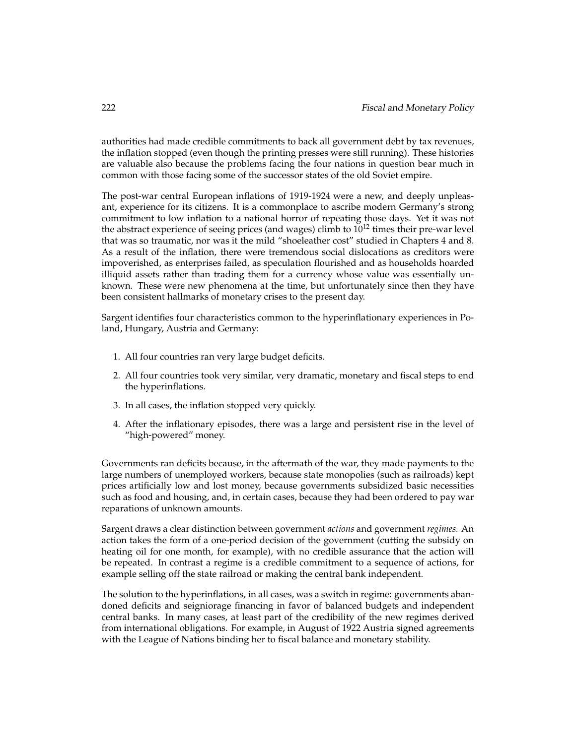authorities had made credible commitments to back all government debt by tax revenues, the inflation stopped (even though the printing presses were still running). These histories are valuable also because the problems facing the four nations in question bear much in common with those facing some of the successor states of the old Soviet empire.

The post-war central European inflations of 1919-1924 were a new, and deeply unpleasant, experience for its citizens. It is a commonplace to ascribe modern Germany's strong commitment to low inflation to a national horror of repeating those days. Yet it was not the abstract experience of seeing prices (and wages) climb to $10^{12}$ times their pre-war level that was so traumatic, nor was it the mild "shoeleather cost" studied in Chapters 4 and 8. As a result of the inflation, there were tremendous social dislocations as creditors were impoverished, as enterprises failed, as speculation flourished and as households hoarded illiquid assets rather than trading them for a currency whose value was essentially unknown. These were new phenomena at the time, but unfortunately since then they have been consistent hallmarks of monetary crises to the present day.

Sargent identifies four characteristics common to the hyperinflationary experiences in Poland, Hungary, Austria and Germany:

1. All four countries ran very large budget deficits.
2. All four countries took very similar, very dramatic, monetary and fiscal steps to end the hyperinflations.
3. In all cases, the inflation stopped very quickly.
4. After the inflationary episodes, there was a large and persistent rise in the level of "high-powered" money.

Governments ran deficits because, in the aftermath of the war, they made payments to the large numbers of unemployed workers, because state monopolies (such as railroads) kept prices artificially low and lost money, because governments subsidized basic necessities such as food and housing, and, in certain cases, because they had been ordered to pay war reparations of unknown amounts.

Sargent draws a clear distinction between government *actions* and government *regimes.* An action takes the form of a one-period decision of the government (cutting the subsidy on heating oil for one month, for example), with no credible assurance that the action will be repeated. In contrast a regime is a credible commitment to a sequence of actions, for example selling off the state railroad or making the central bank independent.

The solution to the hyperinflations, in all cases, was a switch in regime: governments abandoned deficits and seigniorage financing in favor of balanced budgets and independent central banks. In many cases, at least part of the credibility of the new regimes derived from international obligations. For example, in August of 1922 Austria signed agreements with the League of Nations binding her to fiscal balance and monetary stability.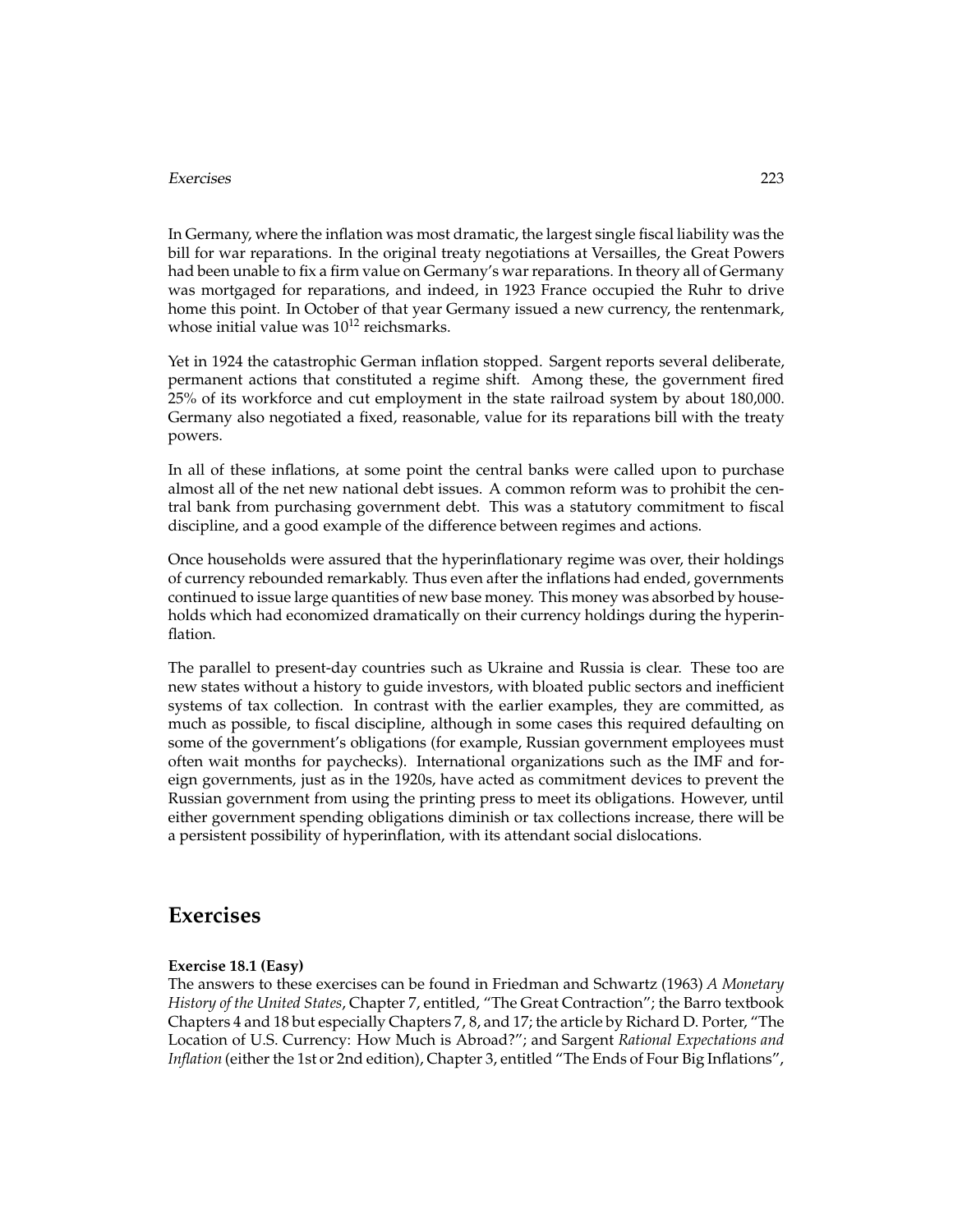In Germany, where the inflation was most dramatic, the largest single fiscal liability was the bill for war reparations. In the original treaty negotiations at Versailles, the Great Powers had been unable to fix a firm value on Germany's war reparations. In theory all of Germany was mortgaged for reparations, and indeed, in 1923 France occupied the Ruhr to drive home this point. In October of that year Germany issued a new currency, the rentenmark, whose initial value was $10^{12}$ reichsmarks.

Yet in 1924 the catastrophic German inflation stopped. Sargent reports several deliberate, permanent actions that constituted a regime shift. Among these, the government fired 25% of its workforce and cut employment in the state railroad system by about 180,000. Germany also negotiated a fixed, reasonable, value for its reparations bill with the treaty powers.

In all of these inflations, at some point the central banks were called upon to purchase almost all of the net new national debt issues. A common reform was to prohibit the central bank from purchasing government debt. This was a statutory commitment to fiscal discipline, and a good example of the difference between regimes and actions.

Once households were assured that the hyperinflationary regime was over, their holdings of currency rebounded remarkably. Thus even after the inflations had ended, governments continued to issue large quantities of new base money. This money was absorbed by households which had economized dramatically on their currency holdings during the hyperinflation.

The parallel to present-day countries such as Ukraine and Russia is clear. These too are new states without a history to guide investors, with bloated public sectors and inefficient systems of tax collection. In contrast with the earlier examples, they are committed, as much as possible, to fiscal discipline, although in some cases this required defaulting on some of the government's obligations (for example, Russian government employees must often wait months for paychecks). International organizations such as the IMF and foreign governments, just as in the 1920s, have acted as commitment devices to prevent the Russian government from using the printing press to meet its obligations. However, until either government spending obligations diminish or tax collections increase, there will be a persistent possibility of hyperinflation, with its attendant social dislocations.

## Exercises

**Exercise 18.1 (Easy)**

The answers to these exercises can be found in Friedman and Schwartz (1963) *A Monetary History of the United States*, Chapter 7, entitled, "The Great Contraction"; the Barro textbook Chapters 4 and 18 but especially Chapters 7, 8, and 17; the article by Richard D. Porter, "The Location of U.S. Currency: How Much is Abroad?"; and Sargent *Rational Expectations and Inflation* (either the 1st or 2nd edition), Chapter 3, entitled "The Ends of Four Big Inflations",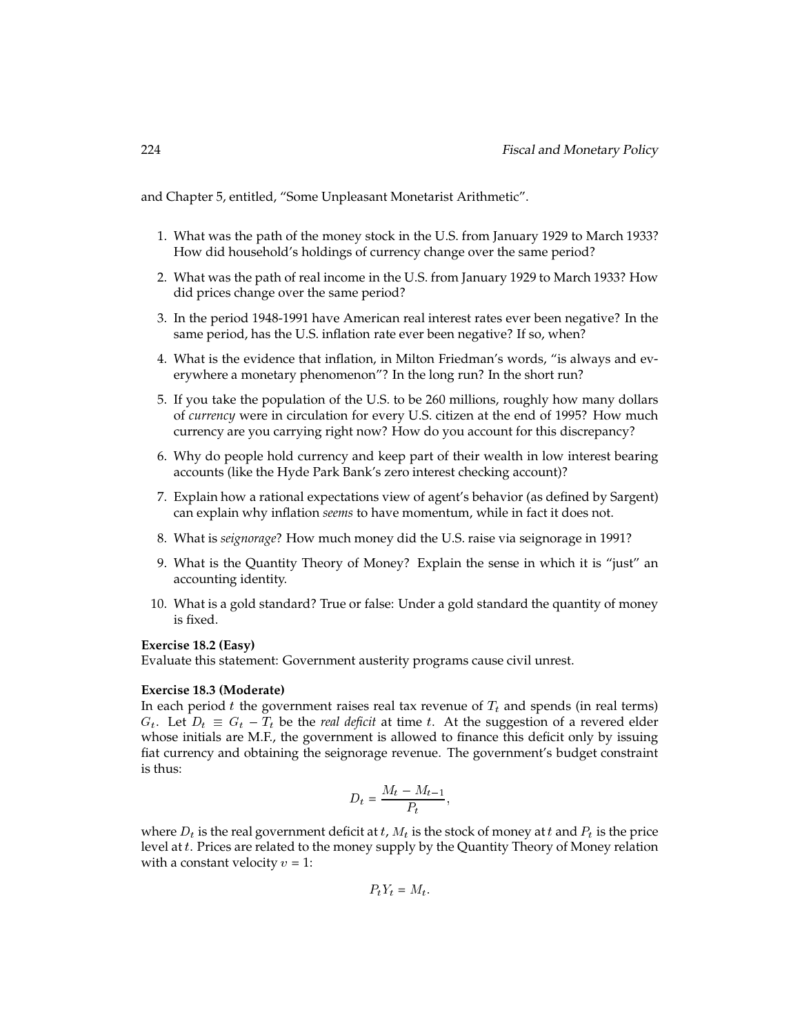and Chapter 5, entitled, "Some Unpleasant Monetarist Arithmetic".

1. What was the path of the money stock in the U.S. from January 1929 to March 1933? How did household's holdings of currency change over the same period?
2. What was the path of real income in the U.S. from January 1929 to March 1933? How did prices change over the same period?
3. In the period 1948-1991 have American real interest rates ever been negative? In the same period, has the U.S. inflation rate ever been negative? If so, when?
4. What is the evidence that inflation, in Milton Friedman's words, "is always and everywhere a monetary phenomenon"? In the long run? In the short run?
5. If you take the population of the U.S. to be 260 millions, roughly how many dollars of *currency* were in circulation for every U.S. citizen at the end of 1995? How much currency are you carrying right now? How do you account for this discrepancy?
6. Why do people hold currency and keep part of their wealth in low interest bearing accounts (like the Hyde Park Bank's zero interest checking account)?
7. Explain how a rational expectations view of agent's behavior (as defined by Sargent) can explain why inflation *seems* to have momentum, while in fact it does not.
8. What is *seignorage*? How much money did the U.S. raise via seignorage in 1991?
9. What is the Quantity Theory of Money? Explain the sense in which it is "just" an accounting identity.
10. What is a gold standard? True or false: Under a gold standard the quantity of money is fixed.

**Exercise 18.2 (Easy)**
Evaluate this statement: Government austerity programs cause civil unrest.

**Exercise 18.3 (Moderate)**
In each period $t$ the government raises real tax revenue of $T_t$ and spends (in real terms) $G_t$. Let $D_t \equiv G_t - T_t$ be the *real deficit* at time $t$. At the suggestion of a revered elder whose initials are M.F., the government is allowed to finance this deficit only by issuing fiat currency and obtaining the seignorage revenue. The government's budget constraint is thus:

$$D_t = \frac{M_t - M_{t-1}}{P_t},$$

where $D_t$ is the real government deficit at $t$, $M_t$ is the stock of money at $t$ and $P_t$ is the price level at $t$. Prices are related to the money supply by the Quantity Theory of Money relation with a constant velocity $v = 1$:

$$P_t Y_t = M_t.$$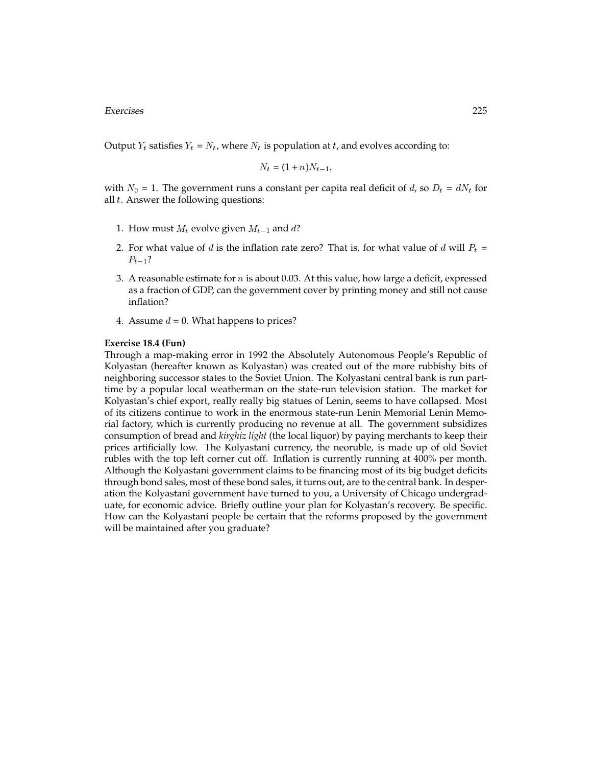Output $Y_t$ satisfies $Y_t = N_t$, where $N_t$ is population at $t$, and evolves according to:

$$N_t = (1 + n)N_{t-1},$$

with $N_0 = 1$. The government runs a constant per capita real deficit of $d$, so $D_t = dN_t$ for all $t$. Answer the following questions:

1. How must $M_t$ evolve given $M_{t-1}$ and $d$?
2. For what value of $d$ is the inflation rate zero? That is, for what value of $d$ will $P_t = P_{t-1}$?
3. A reasonable estimate for $n$ is about 0.03. At this value, how large a deficit, expressed as a fraction of GDP, can the government cover by printing money and still not cause inflation?
4. Assume $d = 0$. What happens to prices?

**Exercise 18.4 (Fun)**
Through a map-making error in 1992 the Absolutely Autonomous People's Republic of Kolyastan (hereafter known as Kolyastan) was created out of the more rubbishy bits of neighboring successor states to the Soviet Union. The Kolyastani central bank is run part-time by a popular local weatherman on the state-run television station. The market for Kolyastan's chief export, really really big statues of Lenin, seems to have collapsed. Most of its citizens continue to work in the enormous state-run Lenin Memorial Lenin Memorial factory, which is currently producing no revenue at all. The government subsidizes consumption of bread and *kirghiz light* (the local liquor) by paying merchants to keep their prices artificially low. The Kolyastani currency, the neoruble, is made up of old Soviet rubles with the top left corner cut off. Inflation is currently running at 400% per month. Although the Kolyastani government claims to be financing most of its big budget deficits through bond sales, most of these bond sales, it turns out, are to the central bank. In desperation the Kolyastani government have turned to you, a University of Chicago undergraduate, for economic advice. Briefly outline your plan for Kolyastan's recovery. Be specific. How can the Kolyastani people be certain that the reforms proposed by the government will be maintained after you graduate?